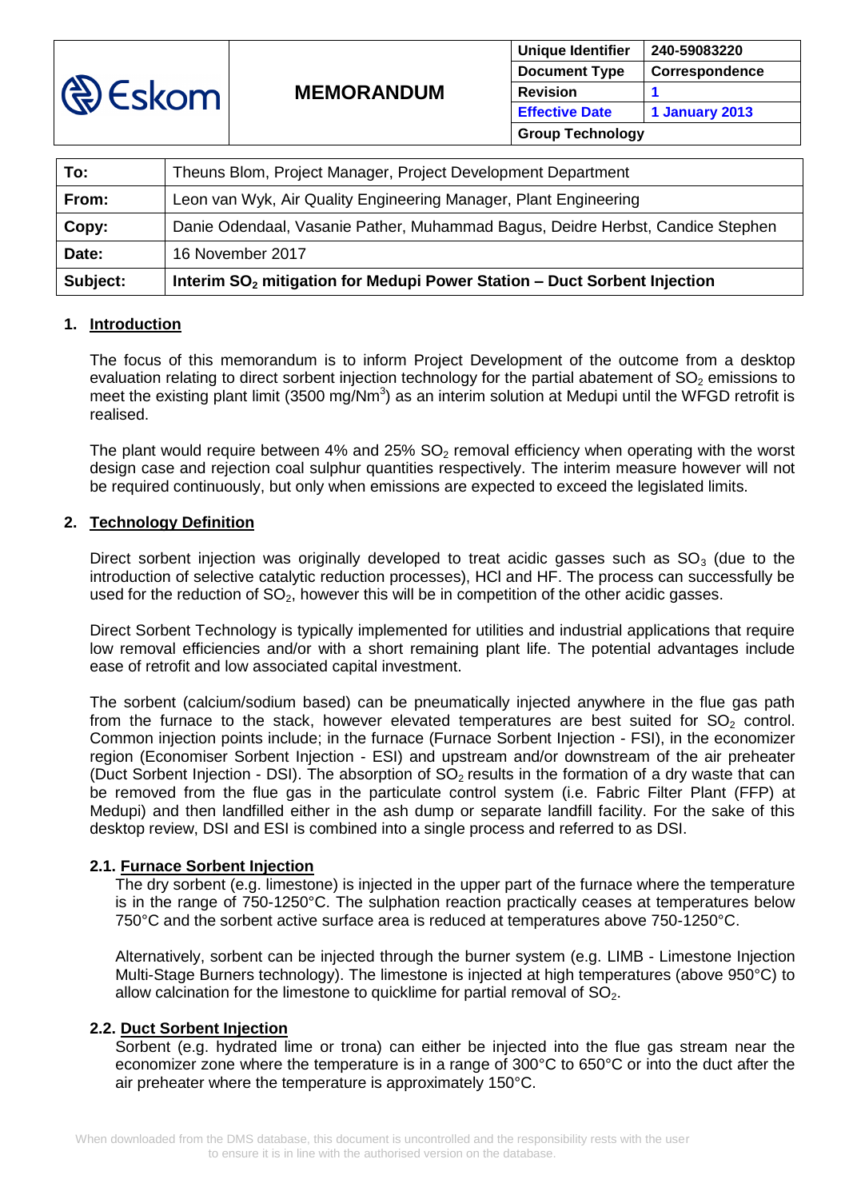| Eskom | **MEMORANDUM** | **Unique Identifier** | **240-59083220** |
|---|---|---|---|
| | | **Document Type** | **Correspondence** |
| | | **Revision** | **1** |
| | | **Effective Date** | **1 January 2013** |
| | | **Group Technology** | |

| | |
|---|---|
| **To:** | Theuns Blom, Project Manager, Project Development Department |
| **From:** | Leon van Wyk, Air Quality Engineering Manager, Plant Engineering |
| **Copy:** | Danie Odendaal, Vasanie Pather, Muhammad Bagus, Deidre Herbst, Candice Stephen |
| **Date:** | 16 November 2017 |
| **Subject:** | **Interim $SO_2$ mitigation for Medupi Power Station – Duct Sorbent Injection** |

## 1. Introduction

The focus of this memorandum is to inform Project Development of the outcome from a desktop evaluation relating to direct sorbent injection technology for the partial abatement of $SO_2$ emissions to meet the existing plant limit (3500 mg/Nm$^3$) as an interim solution at Medupi until the WFGD retrofit is realised.

The plant would require between 4% and 25% $SO_2$ removal efficiency when operating with the worst design case and rejection coal sulphur quantities respectively. The interim measure however will not be required continuously, but only when emissions are expected to exceed the legislated limits.

## 2. Technology Definition

Direct sorbent injection was originally developed to treat acidic gasses such as $SO_3$ (due to the introduction of selective catalytic reduction processes), HCl and HF. The process can successfully be used for the reduction of $SO_2$, however this will be in competition of the other acidic gasses.

Direct Sorbent Technology is typically implemented for utilities and industrial applications that require low removal efficiencies and/or with a short remaining plant life. The potential advantages include ease of retrofit and low associated capital investment.

The sorbent (calcium/sodium based) can be pneumatically injected anywhere in the flue gas path from the furnace to the stack, however elevated temperatures are best suited for $SO_2$ control. Common injection points include; in the furnace (Furnace Sorbent Injection - FSI), in the economizer region (Economiser Sorbent Injection - ESI) and upstream and/or downstream of the air preheater (Duct Sorbent Injection - DSI). The absorption of $SO_2$ results in the formation of a dry waste that can be removed from the flue gas in the particulate control system (i.e. Fabric Filter Plant (FFP) at Medupi) and then landfilled either in the ash dump or separate landfill facility. For the sake of this desktop review, DSI and ESI is combined into a single process and referred to as DSI.

### 2.1. Furnace Sorbent Injection

The dry sorbent (e.g. limestone) is injected in the upper part of the furnace where the temperature is in the range of 750-1250°C. The sulphation reaction practically ceases at temperatures below 750°C and the sorbent active surface area is reduced at temperatures above 750-1250°C.

Alternatively, sorbent can be injected through the burner system (e.g. LIMB - Limestone Injection Multi-Stage Burners technology). The limestone is injected at high temperatures (above 950°C) to allow calcination for the limestone to quicklime for partial removal of $SO_2$.

### 2.2. Duct Sorbent Injection

Sorbent (e.g. hydrated lime or trona) can either be injected into the flue gas stream near the economizer zone where the temperature is in a range of 300°C to 650°C or into the duct after the air preheater where the temperature is approximately 150°C.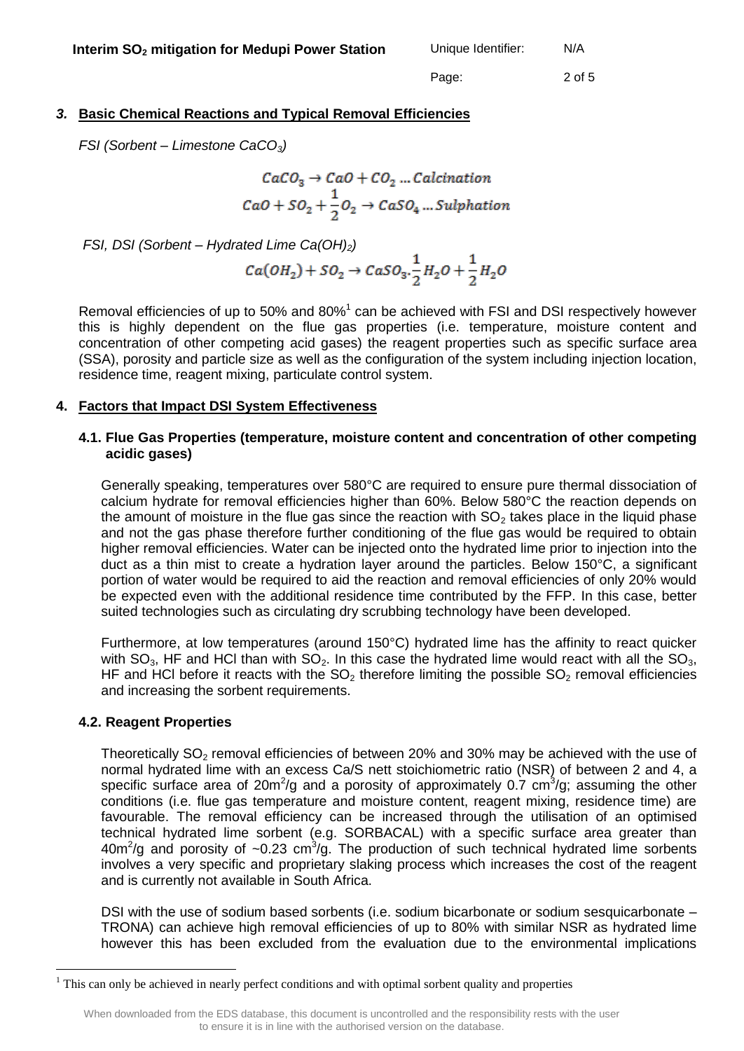## 3. Basic Chemical Reactions and Typical Removal Efficiencies

*FSI (Sorbent – Limestone $CaCO_3$)*

$$CaCO_3 \rightarrow CaO + CO_2 \ldots Calcination$$
$$CaO + SO_2 + \frac{1}{2}O_2 \rightarrow CaSO_4 \ldots Sulphation$$

*FSI, DSI (Sorbent – Hydrated Lime $Ca(OH)_2$)*

$$Ca(OH_2) + SO_2 \rightarrow CaSO_3.\frac{1}{2}H_2O + \frac{1}{2}H_2O$$

Removal efficiencies of up to 50% and 80%[1] can be achieved with FSI and DSI respectively however this is highly dependent on the flue gas properties (i.e. temperature, moisture content and concentration of other competing acid gases) the reagent properties such as specific surface area (SSA), porosity and particle size as well as the configuration of the system including injection location, residence time, reagent mixing, particulate control system.

## 4. Factors that Impact DSI System Effectiveness

### 4.1. Flue Gas Properties (temperature, moisture content and concentration of other competing acidic gases)

Generally speaking, temperatures over 580°C are required to ensure pure thermal dissociation of calcium hydrate for removal efficiencies higher than 60%. Below 580°C the reaction depends on the amount of moisture in the flue gas since the reaction with $SO_2$ takes place in the liquid phase and not the gas phase therefore further conditioning of the flue gas would be required to obtain higher removal efficiencies. Water can be injected onto the hydrated lime prior to injection into the duct as a thin mist to create a hydration layer around the particles. Below 150°C, a significant portion of water would be required to aid the reaction and removal efficiencies of only 20% would be expected even with the additional residence time contributed by the FFP. In this case, better suited technologies such as circulating dry scrubbing technology have been developed.

Furthermore, at low temperatures (around 150°C) hydrated lime has the affinity to react quicker with $SO_3$, HF and HCl than with $SO_2$. In this case the hydrated lime would react with all the $SO_3$, HF and HCl before it reacts with the $SO_2$ therefore limiting the possible $SO_2$ removal efficiencies and increasing the sorbent requirements.

### 4.2. Reagent Properties

Theoretically $SO_2$ removal efficiencies of between 20% and 30% may be achieved with the use of normal hydrated lime with an excess Ca/S nett stoichiometric ratio (NSR) of between 2 and 4, a specific surface area of $20m^2/g$ and a porosity of approximately $0.7\ cm^3/g$; assuming the other conditions (i.e. flue gas temperature and moisture content, reagent mixing, residence time) are favourable. The removal efficiency can be increased through the utilisation of an optimised technical hydrated lime sorbent (e.g. SORBACAL) with a specific surface area greater than $40m^2/g$ and porosity of $\sim 0.23\ cm^3/g$. The production of such technical hydrated lime sorbents involves a very specific and proprietary slaking process which increases the cost of the reagent and is currently not available in South Africa.

DSI with the use of sodium based sorbents (i.e. sodium bicarbonate or sodium sesquicarbonate – TRONA) can achieve high removal efficiencies of up to 80% with similar NSR as hydrated lime however this has been excluded from the evaluation due to the environmental implications

[1] This can only be achieved in nearly perfect conditions and with optimal sorbent quality and properties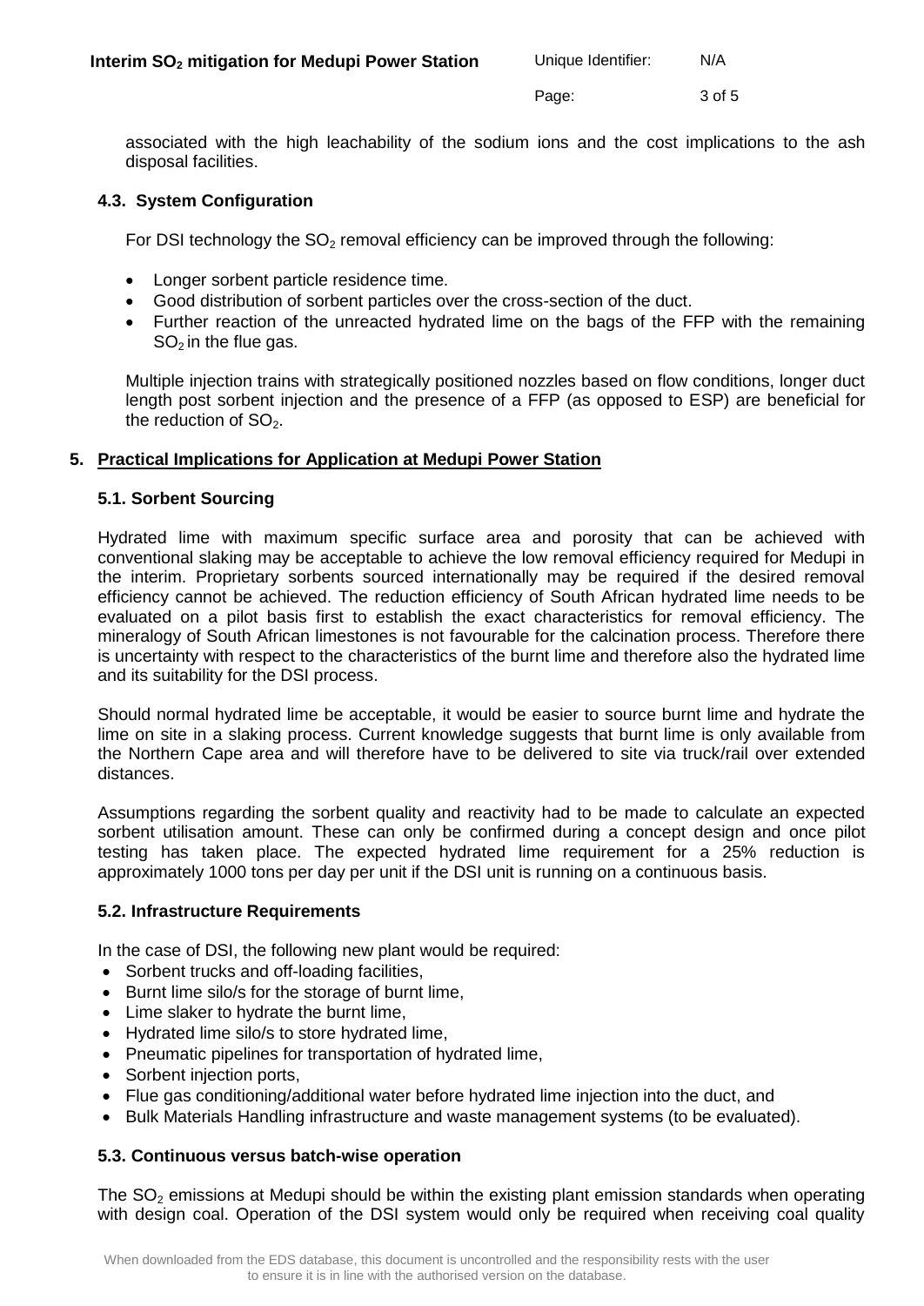associated with the high leachability of the sodium ions and the cost implications to the ash disposal facilities.

### 4.3. System Configuration

For DSI technology the $SO_2$ removal efficiency can be improved through the following:

- Longer sorbent particle residence time.
- Good distribution of sorbent particles over the cross-section of the duct.
- Further reaction of the unreacted hydrated lime on the bags of the FFP with the remaining $SO_2$ in the flue gas.

Multiple injection trains with strategically positioned nozzles based on flow conditions, longer duct length post sorbent injection and the presence of a FFP (as opposed to ESP) are beneficial for the reduction of $SO_2$.

## 5. Practical Implications for Application at Medupi Power Station

### 5.1. Sorbent Sourcing

Hydrated lime with maximum specific surface area and porosity that can be achieved with conventional slaking may be acceptable to achieve the low removal efficiency required for Medupi in the interim. Proprietary sorbents sourced internationally may be required if the desired removal efficiency cannot be achieved. The reduction efficiency of South African hydrated lime needs to be evaluated on a pilot basis first to establish the exact characteristics for removal efficiency. The mineralogy of South African limestones is not favourable for the calcination process. Therefore there is uncertainty with respect to the characteristics of the burnt lime and therefore also the hydrated lime and its suitability for the DSI process.

Should normal hydrated lime be acceptable, it would be easier to source burnt lime and hydrate the lime on site in a slaking process. Current knowledge suggests that burnt lime is only available from the Northern Cape area and will therefore have to be delivered to site via truck/rail over extended distances.

Assumptions regarding the sorbent quality and reactivity had to be made to calculate an expected sorbent utilisation amount. These can only be confirmed during a concept design and once pilot testing has taken place. The expected hydrated lime requirement for a 25% reduction is approximately 1000 tons per day per unit if the DSI unit is running on a continuous basis.

### 5.2. Infrastructure Requirements

In the case of DSI, the following new plant would be required:

- Sorbent trucks and off-loading facilities,
- Burnt lime silo/s for the storage of burnt lime,
- Lime slaker to hydrate the burnt lime,
- Hydrated lime silo/s to store hydrated lime,
- Pneumatic pipelines for transportation of hydrated lime,
- Sorbent injection ports,
- Flue gas conditioning/additional water before hydrated lime injection into the duct, and
- Bulk Materials Handling infrastructure and waste management systems (to be evaluated).

### 5.3. Continuous versus batch-wise operation

The $SO_2$ emissions at Medupi should be within the existing plant emission standards when operating with design coal. Operation of the DSI system would only be required when receiving coal quality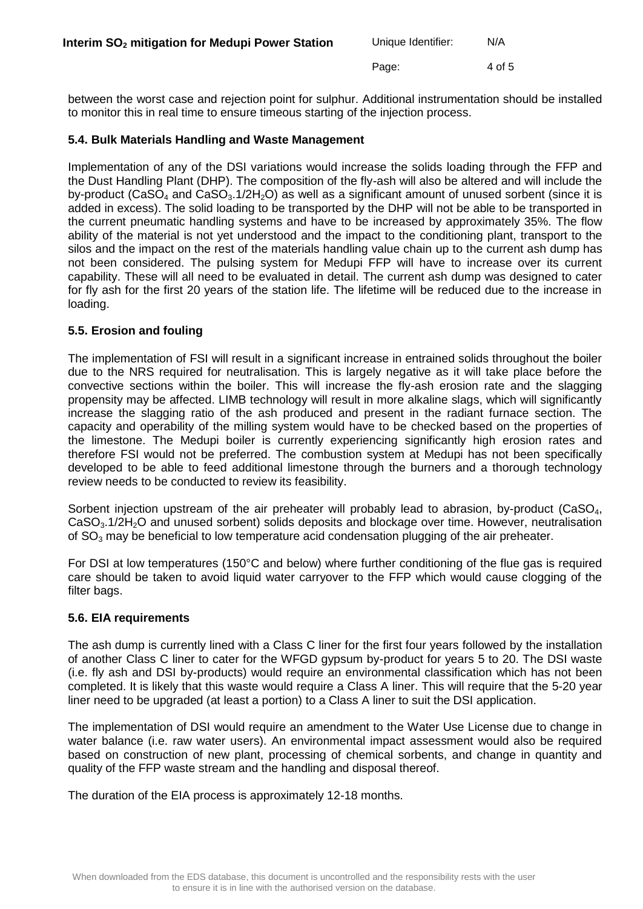between the worst case and rejection point for sulphur. Additional instrumentation should be installed to monitor this in real time to ensure timeous starting of the injection process.

### 5.4. Bulk Materials Handling and Waste Management

Implementation of any of the DSI variations would increase the solids loading through the FFP and the Dust Handling Plant (DHP). The composition of the fly-ash will also be altered and will include the by-product ($CaSO_4$ and $CaSO_3.1/2H_2O$) as well as a significant amount of unused sorbent (since it is added in excess). The solid loading to be transported by the DHP will not be able to be transported in the current pneumatic handling systems and have to be increased by approximately 35%. The flow ability of the material is not yet understood and the impact to the conditioning plant, transport to the silos and the impact on the rest of the materials handling value chain up to the current ash dump has not been considered. The pulsing system for Medupi FFP will have to increase over its current capability. These will all need to be evaluated in detail. The current ash dump was designed to cater for fly ash for the first 20 years of the station life. The lifetime will be reduced due to the increase in loading.

### 5.5. Erosion and fouling

The implementation of FSI will result in a significant increase in entrained solids throughout the boiler due to the NRS required for neutralisation. This is largely negative as it will take place before the convective sections within the boiler. This will increase the fly-ash erosion rate and the slagging propensity may be affected. LIMB technology will result in more alkaline slags, which will significantly increase the slagging ratio of the ash produced and present in the radiant furnace section. The capacity and operability of the milling system would have to be checked based on the properties of the limestone. The Medupi boiler is currently experiencing significantly high erosion rates and therefore FSI would not be preferred. The combustion system at Medupi has not been specifically developed to be able to feed additional limestone through the burners and a thorough technology review needs to be conducted to review its feasibility.

Sorbent injection upstream of the air preheater will probably lead to abrasion, by-product ($CaSO_4$, $CaSO_3.1/2H_2O$ and unused sorbent) solids deposits and blockage over time. However, neutralisation of $SO_3$ may be beneficial to low temperature acid condensation plugging of the air preheater.

For DSI at low temperatures (150°C and below) where further conditioning of the flue gas is required care should be taken to avoid liquid water carryover to the FFP which would cause clogging of the filter bags.

### 5.6. EIA requirements

The ash dump is currently lined with a Class C liner for the first four years followed by the installation of another Class C liner to cater for the WFGD gypsum by-product for years 5 to 20. The DSI waste (i.e. fly ash and DSI by-products) would require an environmental classification which has not been completed. It is likely that this waste would require a Class A liner. This will require that the 5-20 year liner need to be upgraded (at least a portion) to a Class A liner to suit the DSI application.

The implementation of DSI would require an amendment to the Water Use License due to change in water balance (i.e. raw water users). An environmental impact assessment would also be required based on construction of new plant, processing of chemical sorbents, and change in quantity and quality of the FFP waste stream and the handling and disposal thereof.

The duration of the EIA process is approximately 12-18 months.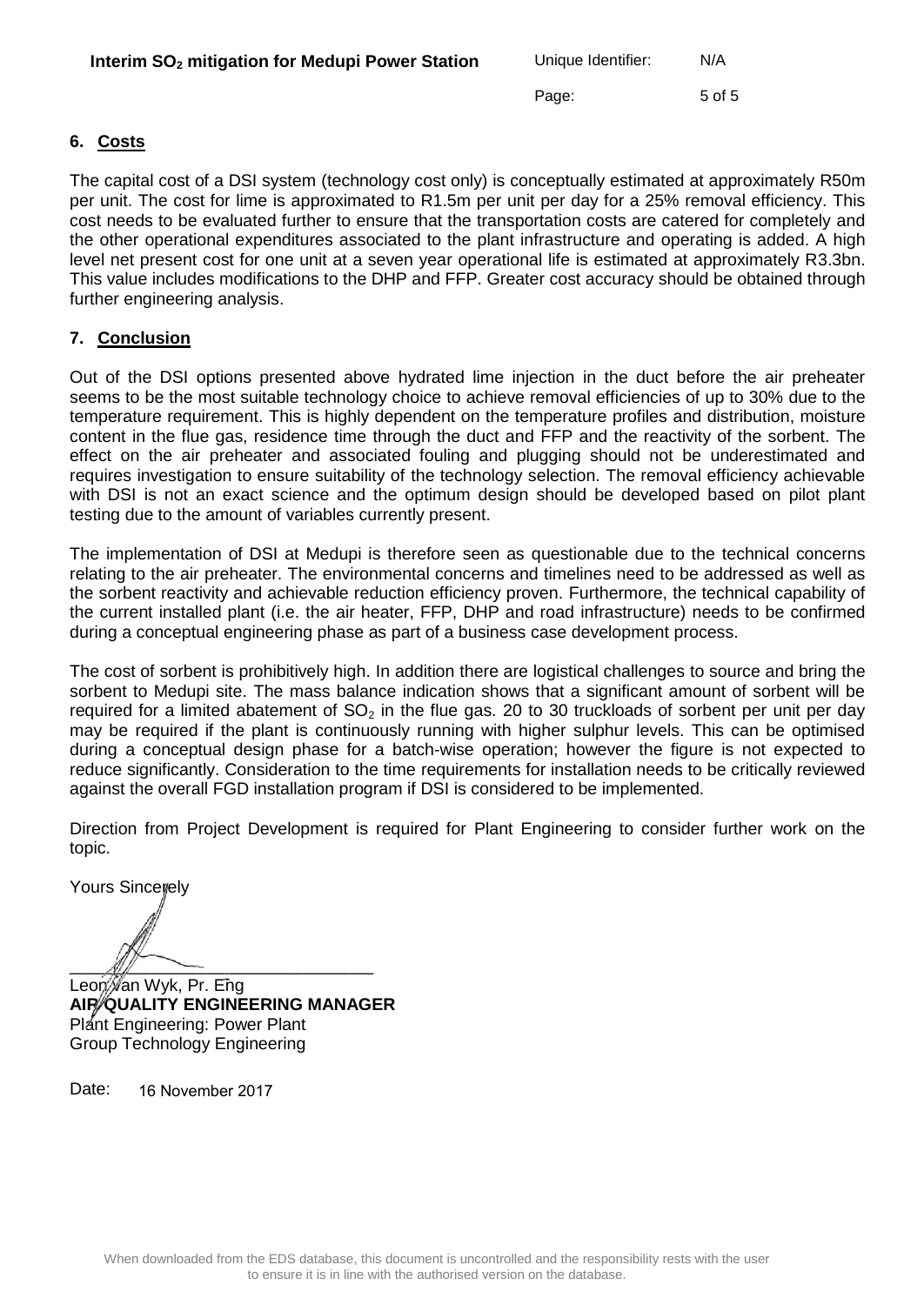## 6. Costs

The capital cost of a DSI system (technology cost only) is conceptually estimated at approximately R50m per unit. The cost for lime is approximated to R1.5m per unit per day for a 25% removal efficiency. This cost needs to be evaluated further to ensure that the transportation costs are catered for completely and the other operational expenditures associated to the plant infrastructure and operating is added. A high level net present cost for one unit at a seven year operational life is estimated at approximately R3.3bn. This value includes modifications to the DHP and FFP. Greater cost accuracy should be obtained through further engineering analysis.

## 7. Conclusion

Out of the DSI options presented above hydrated lime injection in the duct before the air preheater seems to be the most suitable technology choice to achieve removal efficiencies of up to 30% due to the temperature requirement. This is highly dependent on the temperature profiles and distribution, moisture content in the flue gas, residence time through the duct and FFP and the reactivity of the sorbent. The effect on the air preheater and associated fouling and plugging should not be underestimated and requires investigation to ensure suitability of the technology selection. The removal efficiency achievable with DSI is not an exact science and the optimum design should be developed based on pilot plant testing due to the amount of variables currently present.

The implementation of DSI at Medupi is therefore seen as questionable due to the technical concerns relating to the air preheater. The environmental concerns and timelines need to be addressed as well as the sorbent reactivity and achievable reduction efficiency proven. Furthermore, the technical capability of the current installed plant (i.e. the air heater, FFP, DHP and road infrastructure) needs to be confirmed during a conceptual engineering phase as part of a business case development process.

The cost of sorbent is prohibitively high. In addition there are logistical challenges to source and bring the sorbent to Medupi site. The mass balance indication shows that a significant amount of sorbent will be required for a limited abatement of $SO_2$ in the flue gas. 20 to 30 truckloads of sorbent per unit per day may be required if the plant is continuously running with higher sulphur levels. This can be optimised during a conceptual design phase for a batch-wise operation; however the figure is not expected to reduce significantly. Consideration to the time requirements for installation needs to be critically reviewed against the overall FGD installation program if DSI is considered to be implemented.

Direction from Project Development is required for Plant Engineering to consider further work on the topic.

Yours Sincerely

Leon van Wyk, Pr. Eng
**AIR QUALITY ENGINEERING MANAGER**
Plant Engineering: Power Plant
Group Technology Engineering

Date: 16 November 2017